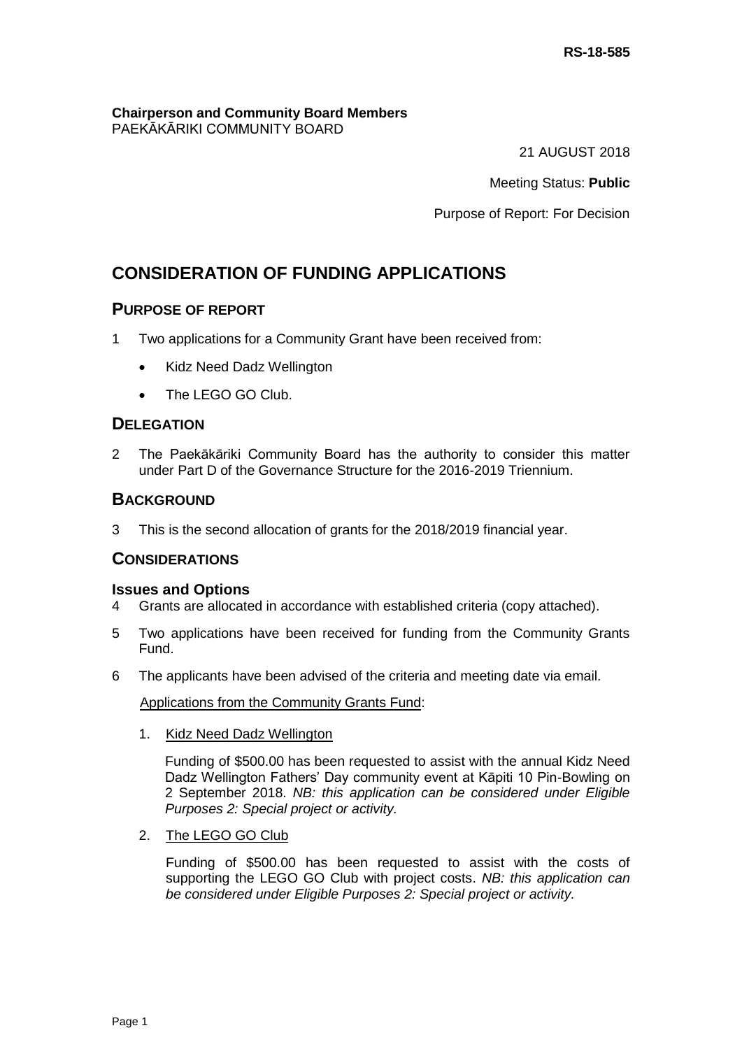RS-18-585

**Chairperson and Community Board Members**
PAEKĀKĀRIKI COMMUNITY BOARD

21 AUGUST 2018

Meeting Status: **Public**

Purpose of Report: For Decision

# CONSIDERATION OF FUNDING APPLICATIONS

## PURPOSE OF REPORT

1 Two applications for a Community Grant have been received from:

- Kidz Need Dadz Wellington
- The LEGO GO Club.

## DELEGATION

2 The Paekākāriki Community Board has the authority to consider this matter under Part D of the Governance Structure for the 2016-2019 Triennium.

## BACKGROUND

3 This is the second allocation of grants for the 2018/2019 financial year.

## CONSIDERATIONS

### Issues and Options

4 Grants are allocated in accordance with established criteria (copy attached).

5 Two applications have been received for funding from the Community Grants Fund.

6 The applicants have been advised of the criteria and meeting date via email.

Applications from the Community Grants Fund:

1. Kidz Need Dadz Wellington

   Funding of $500.00 has been requested to assist with the annual Kidz Need Dadz Wellington Fathers' Day community event at Kāpiti 10 Pin-Bowling on 2 September 2018. *NB: this application can be considered under Eligible Purposes 2: Special project or activity.*

2. The LEGO GO Club

   Funding of $500.00 has been requested to assist with the costs of supporting the LEGO GO Club with project costs. *NB: this application can be considered under Eligible Purposes 2: Special project or activity.*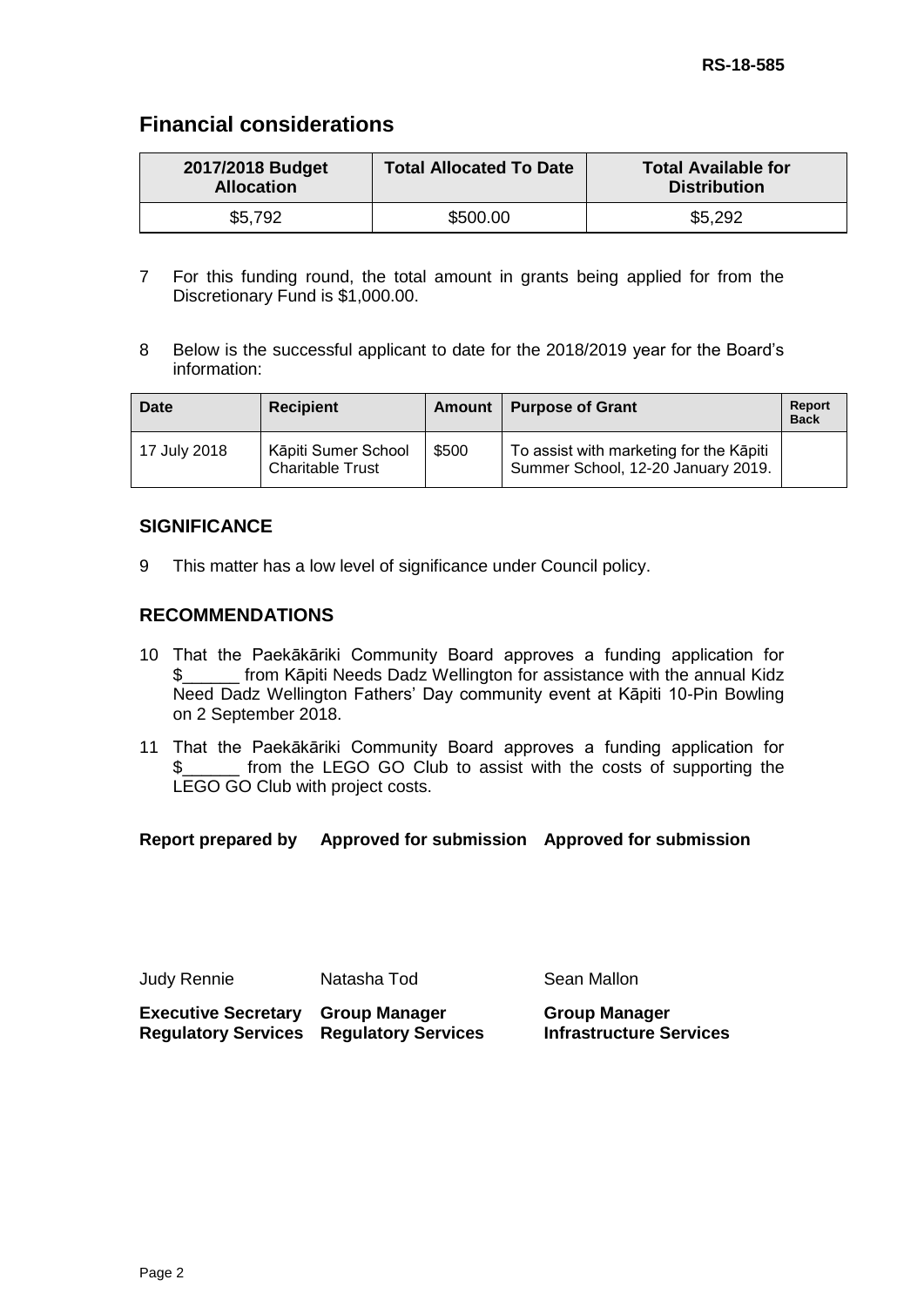## Financial considerations

| 2017/2018 Budget Allocation | Total Allocated To Date | Total Available for Distribution |
|---|---|---|
| $5,792 | $500.00 | $5,292 |

7 For this funding round, the total amount in grants being applied for from the Discretionary Fund is $1,000.00.

8 Below is the successful applicant to date for the 2018/2019 year for the Board's information:

| Date | Recipient | Amount | Purpose of Grant | Report Back |
|---|---|---|---|---|
| 17 July 2018 | Kāpiti Sumer School Charitable Trust | $500 | To assist with marketing for the Kāpiti Summer School, 12-20 January 2019. | |

### SIGNIFICANCE

9 This matter has a low level of significance under Council policy.

### RECOMMENDATIONS

10 That the Paekākāriki Community Board approves a funding application for $______ from Kāpiti Needs Dadz Wellington for assistance with the annual Kidz Need Dadz Wellington Fathers' Day community event at Kāpiti 10-Pin Bowling on 2 September 2018.

11 That the Paekākāriki Community Board approves a funding application for $______ from the LEGO GO Club to assist with the costs of supporting the LEGO GO Club with project costs.

| **Report prepared by** | **Approved for submission** | **Approved for submission** |
|---|---|---|
| Judy Rennie | Natasha Tod | Sean Mallon |
| **Executive Secretary Regulatory Services** | **Group Manager Regulatory Services** | **Group Manager Infrastructure Services** |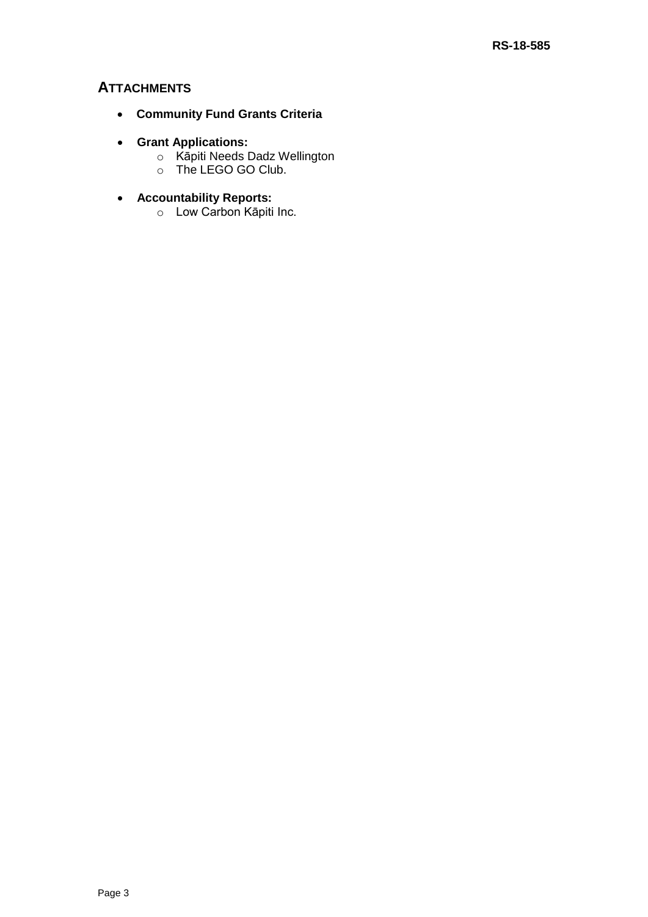## ATTACHMENTS

- **Community Fund Grants Criteria**

- **Grant Applications:**
  - Kāpiti Needs Dadz Wellington
  - The LEGO GO Club.

- **Accountability Reports:**
  - Low Carbon Kāpiti Inc.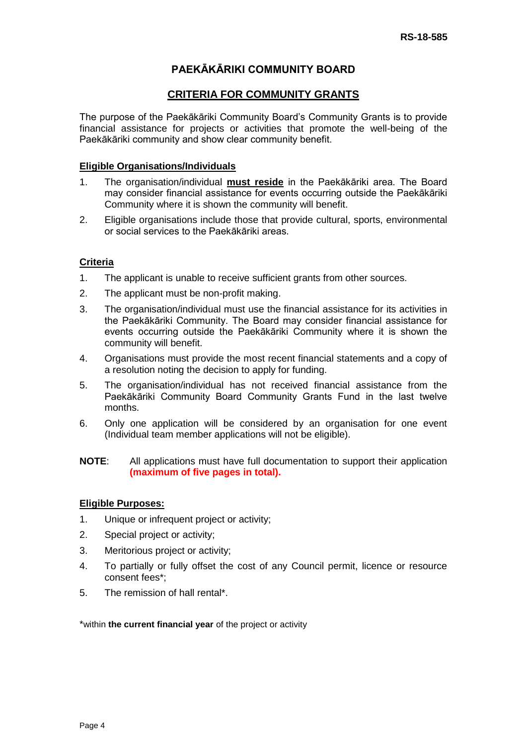RS-18-585

# PAEKĀKĀRIKI COMMUNITY BOARD

## CRITERIA FOR COMMUNITY GRANTS

The purpose of the Paekākāriki Community Board's Community Grants is to provide financial assistance for projects or activities that promote the well-being of the Paekākāriki community and show clear community benefit.

### Eligible Organisations/Individuals

1. The organisation/individual **must reside** in the Paekākāriki area. The Board may consider financial assistance for events occurring outside the Paekākāriki Community where it is shown the community will benefit.
2. Eligible organisations include those that provide cultural, sports, environmental or social services to the Paekākāriki areas.

### Criteria

1. The applicant is unable to receive sufficient grants from other sources.
2. The applicant must be non-profit making.
3. The organisation/individual must use the financial assistance for its activities in the Paekākāriki Community. The Board may consider financial assistance for events occurring outside the Paekākāriki Community where it is shown the community will benefit.
4. Organisations must provide the most recent financial statements and a copy of a resolution noting the decision to apply for funding.
5. The organisation/individual has not received financial assistance from the Paekākāriki Community Board Community Grants Fund in the last twelve months.
6. Only one application will be considered by an organisation for one event (Individual team member applications will not be eligible).

**NOTE**: All applications must have full documentation to support their application **(maximum of five pages in total).**

### Eligible Purposes:

1. Unique or infrequent project or activity;
2. Special project or activity;
3. Meritorious project or activity;
4. To partially or fully offset the cost of any Council permit, licence or resource consent fees*;
5. The remission of hall rental*.

*within **the current financial year** of the project or activity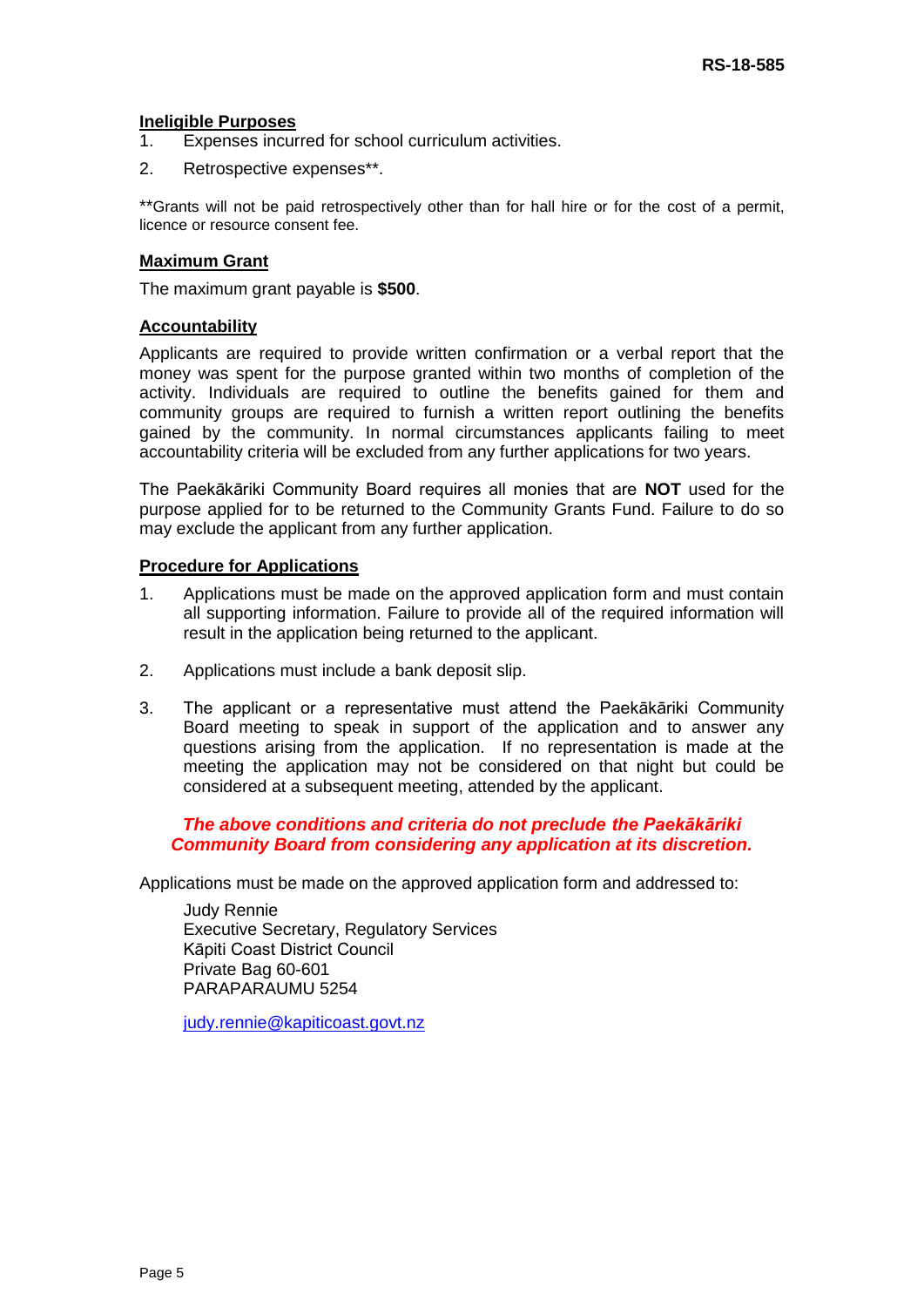### Ineligible Purposes

1. Expenses incurred for school curriculum activities.
2. Retrospective expenses**.

**Grants will not be paid retrospectively other than for hall hire or for the cost of a permit, licence or resource consent fee.

### Maximum Grant

The maximum grant payable is **$500**.

### Accountability

Applicants are required to provide written confirmation or a verbal report that the money was spent for the purpose granted within two months of completion of the activity. Individuals are required to outline the benefits gained for them and community groups are required to furnish a written report outlining the benefits gained by the community. In normal circumstances applicants failing to meet accountability criteria will be excluded from any further applications for two years.

The Paekākāriki Community Board requires all monies that are **NOT** used for the purpose applied for to be returned to the Community Grants Fund. Failure to do so may exclude the applicant from any further application.

### Procedure for Applications

1. Applications must be made on the approved application form and must contain all supporting information. Failure to provide all of the required information will result in the application being returned to the applicant.
2. Applications must include a bank deposit slip.
3. The applicant or a representative must attend the Paekākāriki Community Board meeting to speak in support of the application and to answer any questions arising from the application. If no representation is made at the meeting the application may not be considered on that night but could be considered at a subsequent meeting, attended by the applicant.

***The above conditions and criteria do not preclude the Paekākāriki Community Board from considering any application at its discretion.***

Applications must be made on the approved application form and addressed to:

Judy Rennie
Executive Secretary, Regulatory Services
Kāpiti Coast District Council
Private Bag 60-601
PARAPARAUMU 5254

judy.rennie@kapiticoast.govt.nz